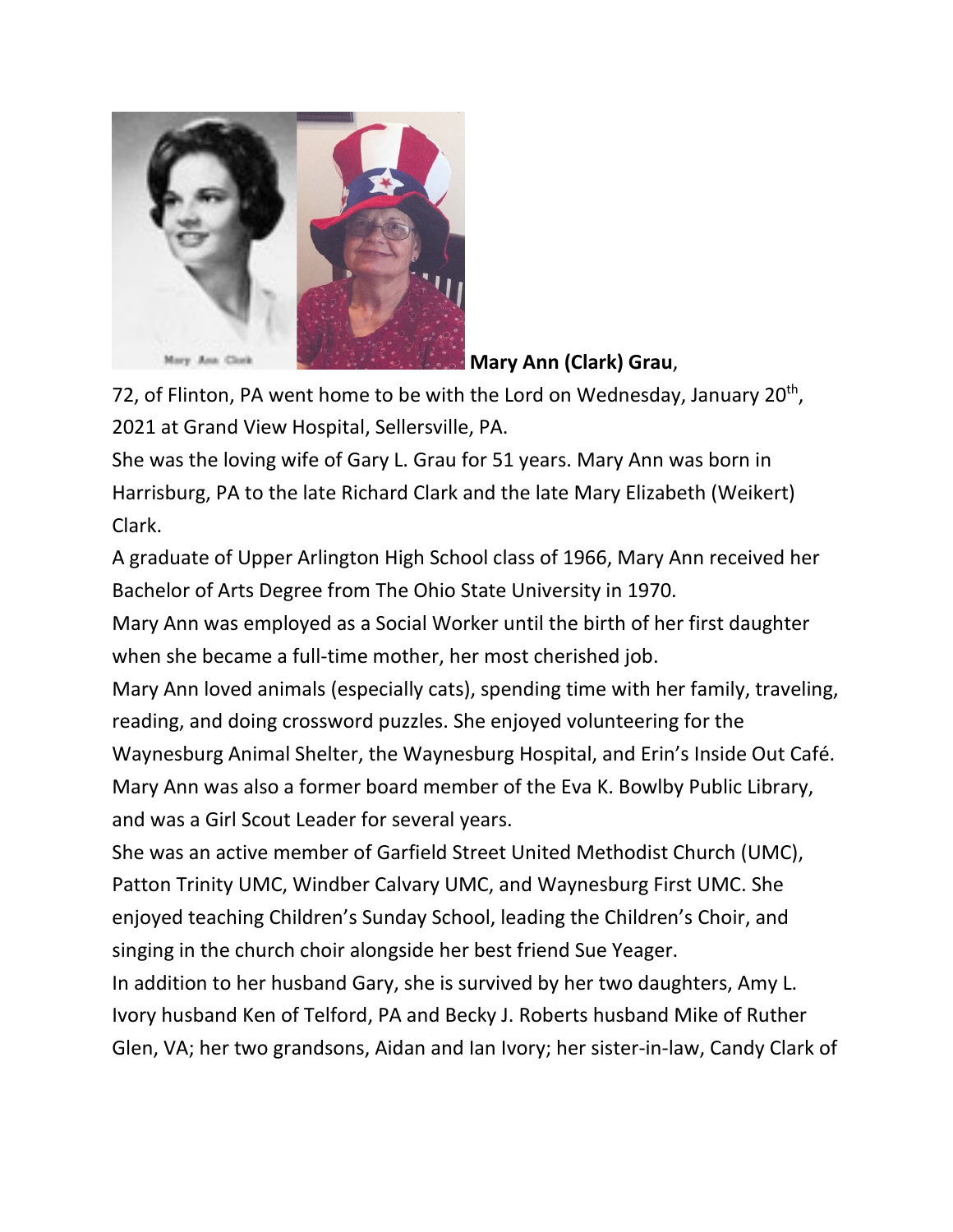**Mary Ann (Clark) Grau**, 72, of Flinton, PA went home to be with the Lord on Wednesday, January 20th, 2021 at Grand View Hospital, Sellersville, PA.

She was the loving wife of Gary L. Grau for 51 years. Mary Ann was born in Harrisburg, PA to the late Richard Clark and the late Mary Elizabeth (Weikert) Clark.

A graduate of Upper Arlington High School class of 1966, Mary Ann received her Bachelor of Arts Degree from The Ohio State University in 1970.

Mary Ann was employed as a Social Worker until the birth of her first daughter when she became a full-time mother, her most cherished job.

Mary Ann loved animals (especially cats), spending time with her family, traveling, reading, and doing crossword puzzles. She enjoyed volunteering for the Waynesburg Animal Shelter, the Waynesburg Hospital, and Erin's Inside Out Café. Mary Ann was also a former board member of the Eva K. Bowlby Public Library, and was a Girl Scout Leader for several years.

She was an active member of Garfield Street United Methodist Church (UMC), Patton Trinity UMC, Windber Calvary UMC, and Waynesburg First UMC. She enjoyed teaching Children's Sunday School, leading the Children's Choir, and singing in the church choir alongside her best friend Sue Yeager.

In addition to her husband Gary, she is survived by her two daughters, Amy L. Ivory husband Ken of Telford, PA and Becky J. Roberts husband Mike of Ruther Glen, VA; her two grandsons, Aidan and Ian Ivory; her sister-in-law, Candy Clark of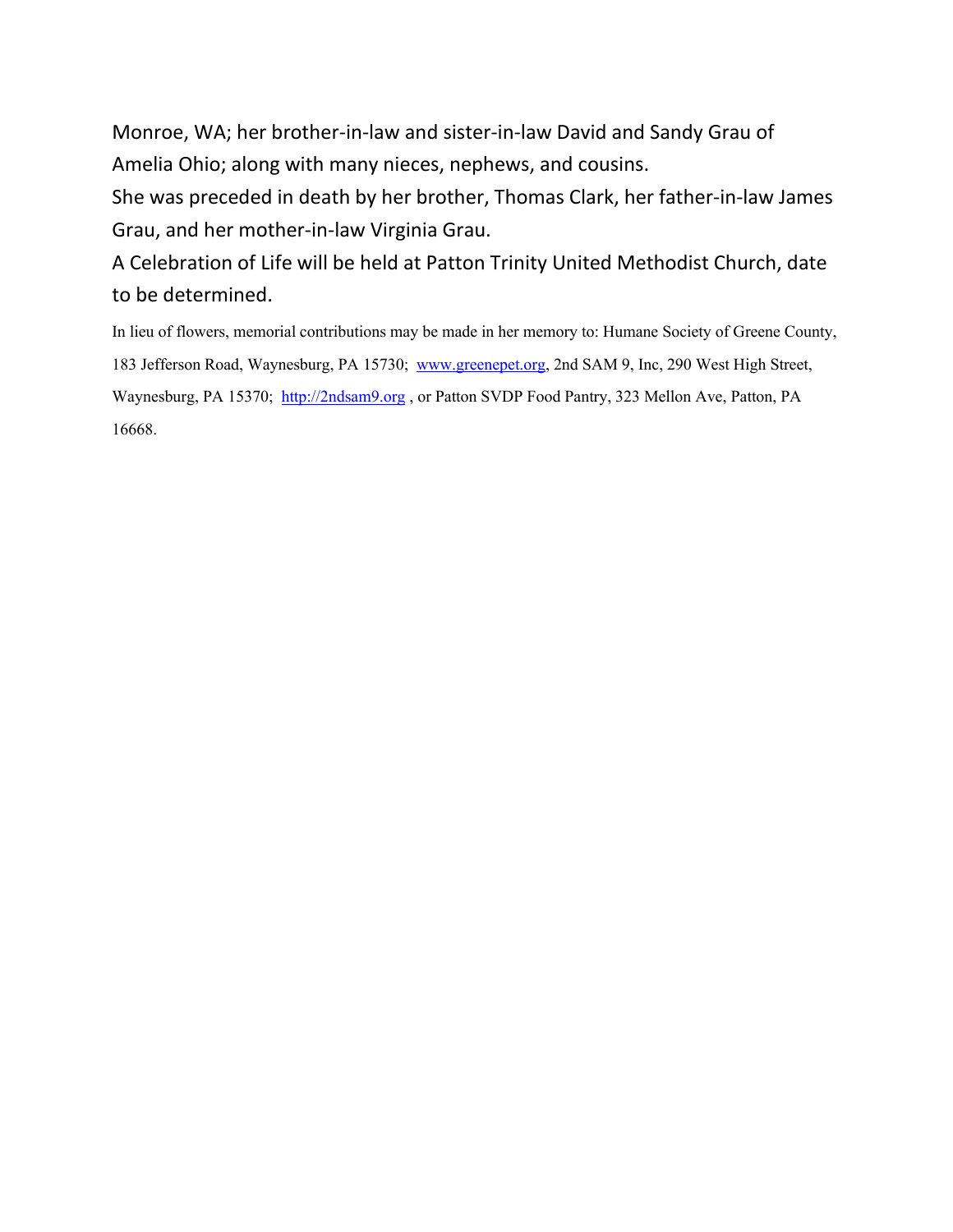Monroe, WA; her brother-in-law and sister-in-law David and Sandy Grau of Amelia Ohio; along with many nieces, nephews, and cousins.

She was preceded in death by her brother, Thomas Clark, her father-in-law James Grau, and her mother-in-law Virginia Grau.

A Celebration of Life will be held at Patton Trinity United Methodist Church, date to be determined.

In lieu of flowers, memorial contributions may be made in her memory to: Humane Society of Greene County, 183 Jefferson Road, Waynesburg, PA 15730; www.greenepet.org, 2nd SAM 9, Inc, 290 West High Street, Waynesburg, PA 15370; http://2ndsam9.org , or Patton SVDP Food Pantry, 323 Mellon Ave, Patton, PA 16668.